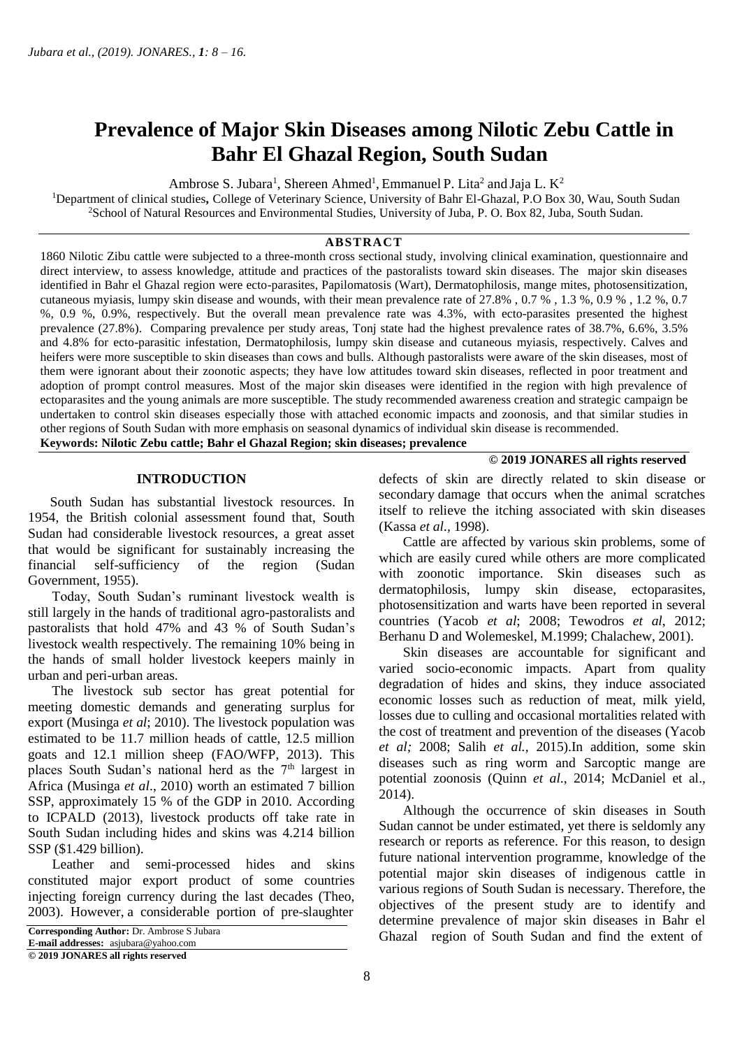# Prevalence of Major Skin Diseases among Nilotic Zebu Cattle in Bahr El Ghazal Region, South Sudan

Ambrose S. Jubara[1], Shereen Ahmed[1], Emmanuel P. Lita[2] and Jaja L. K[2]

[1]Department of clinical studies**,** College of Veterinary Science, University of Bahr El-Ghazal, P.O Box 30, Wau, South Sudan
[2]School of Natural Resources and Environmental Studies, University of Juba, P. O. Box 82, Juba, South Sudan.

## ABSTRACT

1860 Nilotic Zibu cattle were subjected to a three-month cross sectional study, involving clinical examination, questionnaire and direct interview, to assess knowledge, attitude and practices of the pastoralists toward skin diseases. The major skin diseases identified in Bahr el Ghazal region were ecto-parasites, Papilomatosis (Wart), Dermatophilosis, mange mites, photosensitization, cutaneous myiasis, lumpy skin disease and wounds, with their mean prevalence rate of 27.8% , 0.7 % , 1.3 %, 0.9 % , 1.2 %, 0.7 %, 0.9 %, 0.9%, respectively. But the overall mean prevalence rate was 4.3%, with ecto-parasites presented the highest prevalence (27.8%). Comparing prevalence per study areas, Tonj state had the highest prevalence rates of 38.7%, 6.6%, 3.5% and 4.8% for ecto-parasitic infestation, Dermatophilosis, lumpy skin disease and cutaneous myiasis, respectively. Calves and heifers were more susceptible to skin diseases than cows and bulls. Although pastoralists were aware of the skin diseases, most of them were ignorant about their zoonotic aspects; they have low attitudes toward skin diseases, reflected in poor treatment and adoption of prompt control measures. Most of the major skin diseases were identified in the region with high prevalence of ectoparasites and the young animals are more susceptible. The study recommended awareness creation and strategic campaign be undertaken to control skin diseases especially those with attached economic impacts and zoonosis, and that similar studies in other regions of South Sudan with more emphasis on seasonal dynamics of individual skin disease is recommended.

**Keywords: Nilotic Zebu cattle; Bahr el Ghazal Region; skin diseases; prevalence**

**© 2019 JONARES all rights reserved**

## INTRODUCTION

South Sudan has substantial livestock resources. In 1954, the British colonial assessment found that, South Sudan had considerable livestock resources, a great asset that would be significant for sustainably increasing the financial self-sufficiency of the region (Sudan Government, 1955).

Today, South Sudan's ruminant livestock wealth is still largely in the hands of traditional agro-pastoralists and pastoralists that hold 47% and 43 % of South Sudan's livestock wealth respectively. The remaining 10% being in the hands of small holder livestock keepers mainly in urban and peri-urban areas.

The livestock sub sector has great potential for meeting domestic demands and generating surplus for export (Musinga *et al*; 2010). The livestock population was estimated to be 11.7 million heads of cattle, 12.5 million goats and 12.1 million sheep (FAO/WFP, 2013). This places South Sudan's national herd as the 7th largest in Africa (Musinga *et al*., 2010) worth an estimated 7 billion SSP, approximately 15 % of the GDP in 2010. According to ICPALD (2013), livestock products off take rate in South Sudan including hides and skins was 4.214 billion SSP ($1.429 billion).

Leather and semi-processed hides and skins constituted major export product of some countries injecting foreign currency during the last decades (Theo, 2003). However, a considerable portion of pre-slaughter defects of skin are directly related to skin disease or secondary damage that occurs when the animal scratches itself to relieve the itching associated with skin diseases (Kassa *et al.*, 1998).

Cattle are affected by various skin problems, some of which are easily cured while others are more complicated with zoonotic importance. Skin diseases such as dermatophilosis, lumpy skin disease, ectoparasites, photosensitization and warts have been reported in several countries (Yacob *et al*; 2008; Tewodros *et al*, 2012; Berhanu D and Wolemeskel, M.1999; Chalachew, 2001).

Skin diseases are accountable for significant and varied socio-economic impacts. Apart from quality degradation of hides and skins, they induce associated economic losses such as reduction of meat, milk yield, losses due to culling and occasional mortalities related with the cost of treatment and prevention of the diseases (Yacob *et al;* 2008; Salih *et al.*, 2015).In addition, some skin diseases such as ring worm and Sarcoptic mange are potential zoonosis (Quinn *et al*., 2014; McDaniel et al., 2014).

Although the occurrence of skin diseases in South Sudan cannot be under estimated, yet there is seldomly any research or reports as reference. For this reason, to design future national intervention programme, knowledge of the potential major skin diseases of indigenous cattle in various regions of South Sudan is necessary. Therefore, the objectives of the present study are to identify and determine prevalence of major skin diseases in Bahr el Ghazal region of South Sudan and find the extent of

**Corresponding Author:** Dr. Ambrose S Jubara
**E-mail addresses:** asjubara@yahoo.com
**© 2019 JONARES all rights reserved**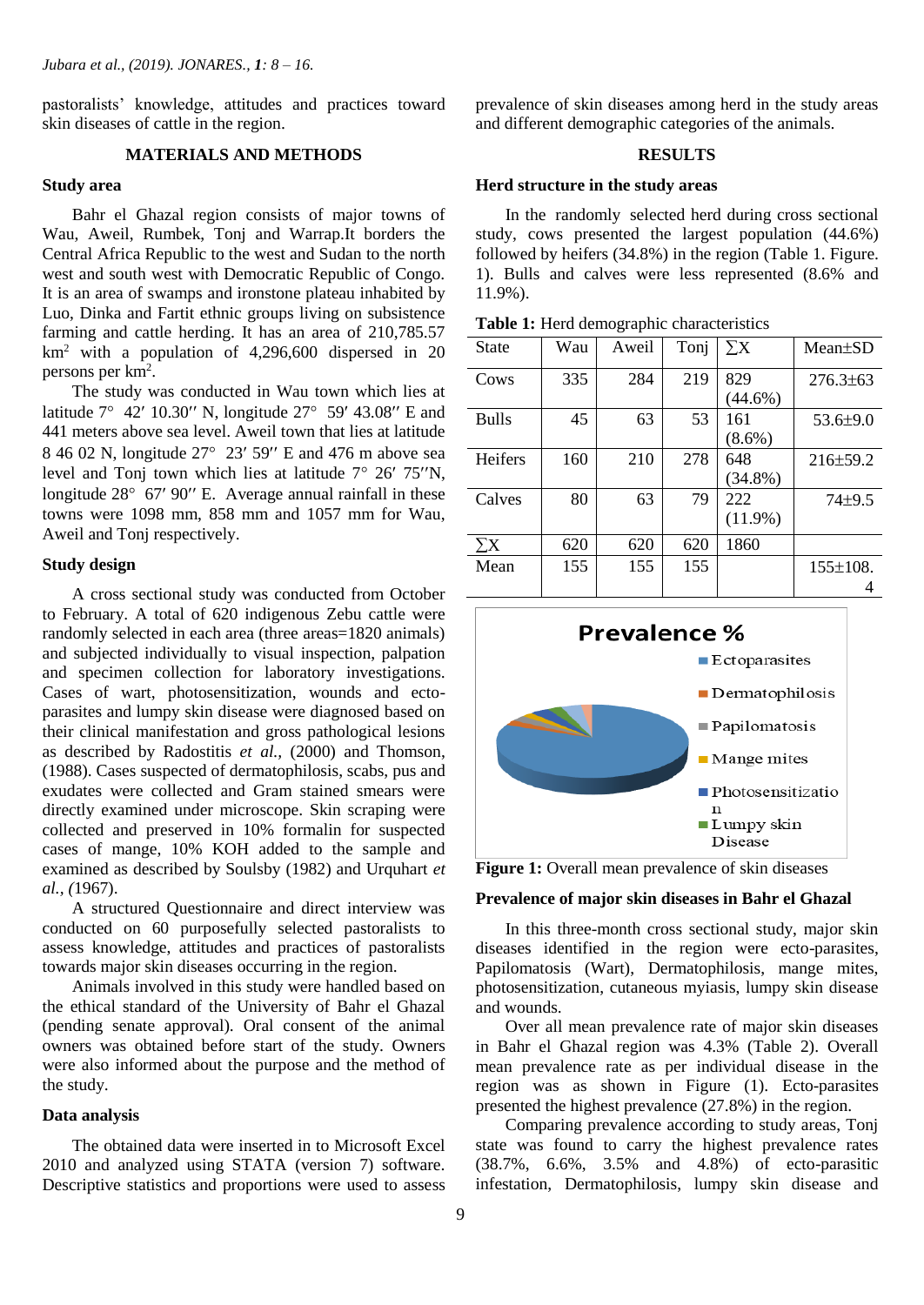pastoralists' knowledge, attitudes and practices toward skin diseases of cattle in the region.

## MATERIALS AND METHODS

### Study area

Bahr el Ghazal region consists of major towns of Wau, Aweil, Rumbek, Tonj and Warrap.It borders the Central Africa Republic to the west and Sudan to the north west and south west with Democratic Republic of Congo. It is an area of swamps and ironstone plateau inhabited by Luo, Dinka and Fartit ethnic groups living on subsistence farming and cattle herding. It has an area of 210,785.57 km$^2$ with a population of 4,296,600 dispersed in 20 persons per km$^2$.

The study was conducted in Wau town which lies at latitude 7° 42′ 10.30′′ N, longitude 27° 59′ 43.08′′ E and 441 meters above sea level. Aweil town that lies at latitude 8 46 02 N, longitude 27° 23′ 59′′ E and 476 m above sea level and Tonj town which lies at latitude 7° 26′ 75′′N, longitude 28° 67′ 90′′ E. Average annual rainfall in these towns were 1098 mm, 858 mm and 1057 mm for Wau, Aweil and Tonj respectively.

### Study design

A cross sectional study was conducted from October to February. A total of 620 indigenous Zebu cattle were randomly selected in each area (three areas=1820 animals) and subjected individually to visual inspection, palpation and specimen collection for laboratory investigations. Cases of wart, photosensitization, wounds and ecto-parasites and lumpy skin disease were diagnosed based on their clinical manifestation and gross pathological lesions as described by Radostitis *et al.,* (2000) and Thomson, (1988). Cases suspected of dermatophilosis, scabs, pus and exudates were collected and Gram stained smears were directly examined under microscope. Skin scraping were collected and preserved in 10% formalin for suspected cases of mange, 10% KOH added to the sample and examined as described by Soulsby (1982) and Urquhart *et al., (*1967).

A structured Questionnaire and direct interview was conducted on 60 purposefully selected pastoralists to assess knowledge, attitudes and practices of pastoralists towards major skin diseases occurring in the region.

Animals involved in this study were handled based on the ethical standard of the University of Bahr el Ghazal (pending senate approval). Oral consent of the animal owners was obtained before start of the study. Owners were also informed about the purpose and the method of the study.

### Data analysis

The obtained data were inserted in to Microsoft Excel 2010 and analyzed using STATA (version 7) software. Descriptive statistics and proportions were used to assess prevalence of skin diseases among herd in the study areas and different demographic categories of the animals.

## RESULTS

### Herd structure in the study areas

In the randomly selected herd during cross sectional study, cows presented the largest population (44.6%) followed by heifers (34.8%) in the region (Table 1. Figure. 1). Bulls and calves were less represented (8.6% and 11.9%).

**Table 1:** Herd demographic characteristics

| State | Wau | Aweil | Tonj | ∑X | Mean±SD |
|---|---|---|---|---|---|
| Cows | 335 | 284 | 219 | 829 (44.6%) | 276.3±63 |
| Bulls | 45 | 63 | 53 | 161 (8.6%) | 53.6±9.0 |
| Heifers | 160 | 210 | 278 | 648 (34.8%) | 216±59.2 |
| Calves | 80 | 63 | 79 | 222 (11.9%) | 74±9.5 |
| ∑X | 620 | 620 | 620 | 1860 | |
| Mean | 155 | 155 | 155 | | 155±108.4 |

**Figure 1:** Overall mean prevalence of skin diseases

### Prevalence of major skin diseases in Bahr el Ghazal

In this three-month cross sectional study, major skin diseases identified in the region were ecto-parasites, Papilomatosis (Wart), Dermatophilosis, mange mites, photosensitization, cutaneous myiasis, lumpy skin disease and wounds.

Over all mean prevalence rate of major skin diseases in Bahr el Ghazal region was 4.3% (Table 2). Overall mean prevalence rate as per individual disease in the region was as shown in Figure (1). Ecto-parasites presented the highest prevalence (27.8%) in the region.

Comparing prevalence according to study areas, Tonj state was found to carry the highest prevalence rates (38.7%, 6.6%, 3.5% and 4.8%) of ecto-parasitic infestation, Dermatophilosis, lumpy skin disease and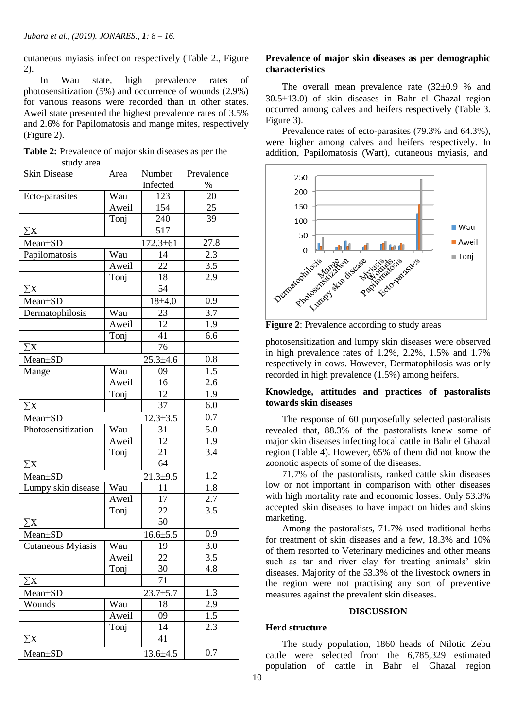cutaneous myiasis infection respectively (Table 2., Figure 2).

In Wau state, high prevalence rates of photosensitization (5%) and occurrence of wounds (2.9%) for various reasons were recorded than in other states. Aweil state presented the highest prevalence rates of 3.5% and 2.6% for Papilomatosis and mange mites, respectively (Figure 2).

**Table 2:** Prevalence of major skin diseases as per the study area

| Skin Disease | Area | Number Infected | Prevalence % |
|---|---|---|---|
| Ecto-parasites | Wau | 123 | 20 |
| | Aweil | 154 | 25 |
| | Tonj | 240 | 39 |
| ∑X | | 517 | |
| Mean±SD | | 172.3±61 | 27.8 |
| Papilomatosis | Wau | 14 | 2.3 |
| | Aweil | 22 | 3.5 |
| | Tonj | 18 | 2.9 |
| ∑X | | 54 | |
| Mean±SD | | 18±4.0 | 0.9 |
| Dermatophilosis | Wau | 23 | 3.7 |
| | Aweil | 12 | 1.9 |
| | Tonj | 41 | 6.6 |
| ∑X | | 76 | |
| Mean±SD | | 25.3±4.6 | 0.8 |
| Mange | Wau | 09 | 1.5 |
| | Aweil | 16 | 2.6 |
| | Tonj | 12 | 1.9 |
| ∑X | | 37 | 6.0 |
| Mean±SD | | 12.3±3.5 | 0.7 |
| Photosensitization | Wau | 31 | 5.0 |
| | Aweil | 12 | 1.9 |
| | Tonj | 21 | 3.4 |
| ∑X | | 64 | |
| Mean±SD | | 21.3±9.5 | 1.2 |
| Lumpy skin disease | Wau | 11 | 1.8 |
| | Aweil | 17 | 2.7 |
| | Tonj | 22 | 3.5 |
| ∑X | | 50 | |
| Mean±SD | | 16.6±5.5 | 0.9 |
| Cutaneous Myiasis | Wau | 19 | 3.0 |
| | Aweil | 22 | 3.5 |
| | Tonj | 30 | 4.8 |
| ∑X | | 71 | |
| Mean±SD | | 23.7±5.7 | 1.3 |
| Wounds | Wau | 18 | 2.9 |
| | Aweil | 09 | 1.5 |
| | Tonj | 14 | 2.3 |
| ∑X | | 41 | |
| Mean±SD | | 13.6±4.5 | 0.7 |

### Prevalence of major skin diseases as per demographic characteristics

The overall mean prevalence rate (32±0.9 % and 30.5±13.0) of skin diseases in Bahr el Ghazal region occurred among calves and heifers respectively (Table 3. Figure 3).

Prevalence rates of ecto-parasites (79.3% and 64.3%), were higher among calves and heifers respectively. In addition, Papilomatosis (Wart), cutaneous myiasis, and

**Figure 2**: Prevalence according to study areas

photosensitization and lumpy skin diseases were observed in high prevalence rates of 1.2%, 2.2%, 1.5% and 1.7% respectively in cows. However, Dermatophilosis was only recorded in high prevalence (1.5%) among heifers.

### Knowledge, attitudes and practices of pastoralists towards skin diseases

The response of 60 purposefully selected pastoralists revealed that, 88.3% of the pastoralists knew some of major skin diseases infecting local cattle in Bahr el Ghazal region (Table 4). However, 65% of them did not know the zoonotic aspects of some of the diseases.

71.7% of the pastoralists, ranked cattle skin diseases low or not important in comparison with other diseases with high mortality rate and economic losses. Only 53.3% accepted skin diseases to have impact on hides and skins marketing.

Among the pastoralists, 71.7% used traditional herbs for treatment of skin diseases and a few, 18.3% and 10% of them resorted to Veterinary medicines and other means such as tar and river clay for treating animals' skin diseases. Majority of the 53.3% of the livestock owners in the region were not practising any sort of preventive measures against the prevalent skin diseases.

## DISCUSSION

### Herd structure

The study population, 1860 heads of Nilotic Zebu cattle were selected from the 6,785,329 estimated population of cattle in Bahr el Ghazal region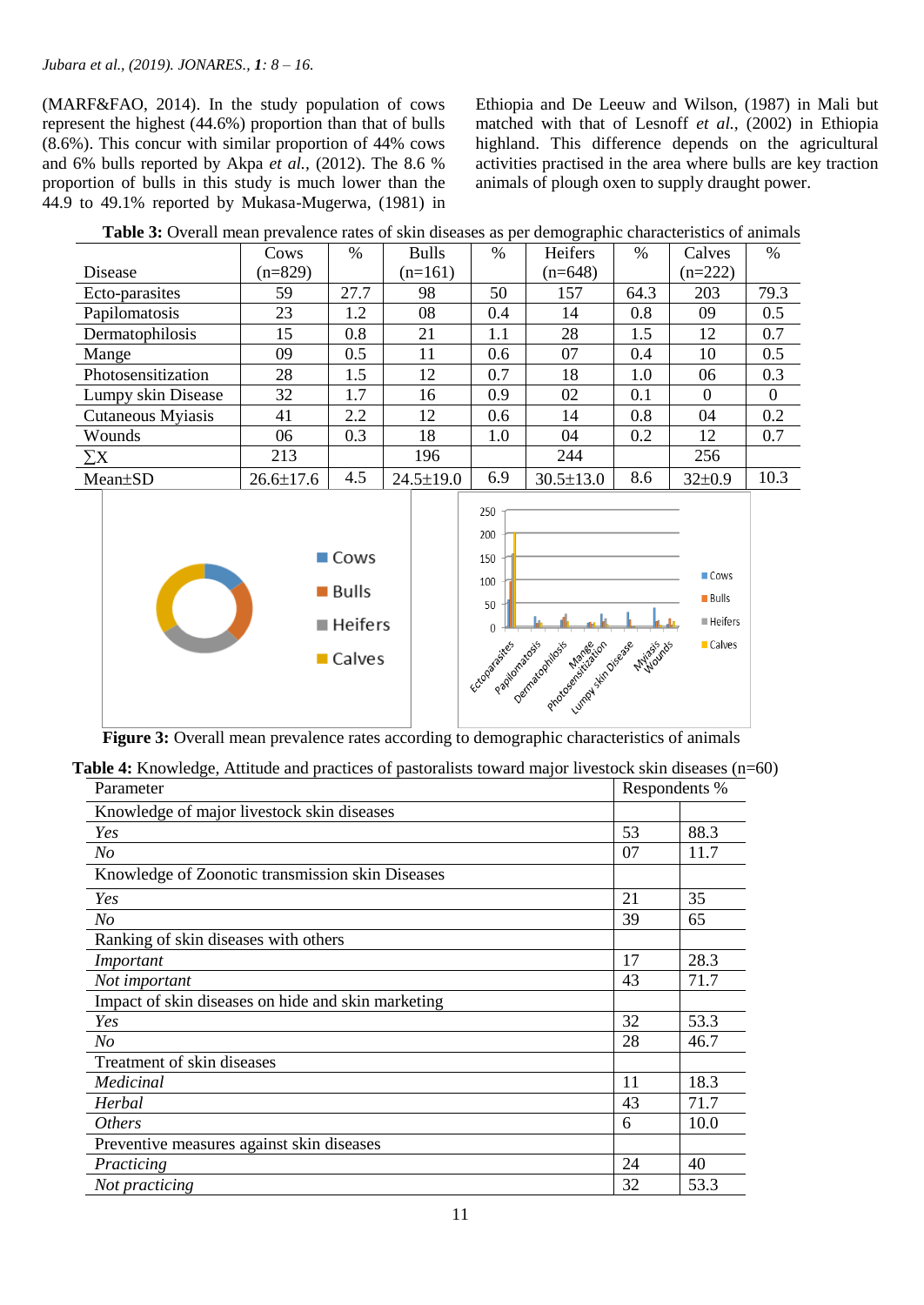(MARF&FAO, 2014). In the study population of cows represent the highest (44.6%) proportion than that of bulls (8.6%). This concur with similar proportion of 44% cows and 6% bulls reported by Akpa *et al.*, (2012). The 8.6 % proportion of bulls in this study is much lower than the 44.9 to 49.1% reported by Mukasa-Mugerwa, (1981) in Ethiopia and De Leeuw and Wilson, (1987) in Mali but matched with that of Lesnoff *et al.*, (2002) in Ethiopia highland. This difference depends on the agricultural activities practised in the area where bulls are key traction animals of plough oxen to supply draught power.

**Table 3:** Overall mean prevalence rates of skin diseases as per demographic characteristics of animals

| Disease | Cows (n=829) | % | Bulls (n=161) | % | Heifers (n=648) | % | Calves (n=222) | % |
|---|---|---|---|---|---|---|---|---|
| Ecto-parasites | 59 | 27.7 | 98 | 50 | 157 | 64.3 | 203 | 79.3 |
| Papilomatosis | 23 | 1.2 | 08 | 0.4 | 14 | 0.8 | 09 | 0.5 |
| Dermatophilosis | 15 | 0.8 | 21 | 1.1 | 28 | 1.5 | 12 | 0.7 |
| Mange | 09 | 0.5 | 11 | 0.6 | 07 | 0.4 | 10 | 0.5 |
| Photosensitization | 28 | 1.5 | 12 | 0.7 | 18 | 1.0 | 06 | 0.3 |
| Lumpy skin Disease | 32 | 1.7 | 16 | 0.9 | 02 | 0.1 | 0 | 0 |
| Cutaneous Myiasis | 41 | 2.2 | 12 | 0.6 | 14 | 0.8 | 04 | 0.2 |
| Wounds | 06 | 0.3 | 18 | 1.0 | 04 | 0.2 | 12 | 0.7 |
| ∑X | 213 | | 196 | | 244 | | 256 | |
| Mean±SD | 26.6±17.6 | 4.5 | 24.5±19.0 | 6.9 | 30.5±13.0 | 8.6 | 32±0.9 | 10.3 |

**Figure 3:** Overall mean prevalence rates according to demographic characteristics of animals

**Table 4:** Knowledge, Attitude and practices of pastoralists toward major livestock skin diseases (n=60)

| Parameter | Respondents % | |
|---|---|---|
| Knowledge of major livestock skin diseases | | |
| *Yes* | 53 | 88.3 |
| *No* | 07 | 11.7 |
| Knowledge of Zoonotic transmission skin Diseases | | |
| *Yes* | 21 | 35 |
| *No* | 39 | 65 |
| Ranking of skin diseases with others | | |
| *Important* | 17 | 28.3 |
| *Not important* | 43 | 71.7 |
| Impact of skin diseases on hide and skin marketing | | |
| *Yes* | 32 | 53.3 |
| *No* | 28 | 46.7 |
| Treatment of skin diseases | | |
| *Medicinal* | 11 | 18.3 |
| *Herbal* | 43 | 71.7 |
| *Others* | 6 | 10.0 |
| Preventive measures against skin diseases | | |
| *Practicing* | 24 | 40 |
| *Not practicing* | 32 | 53.3 |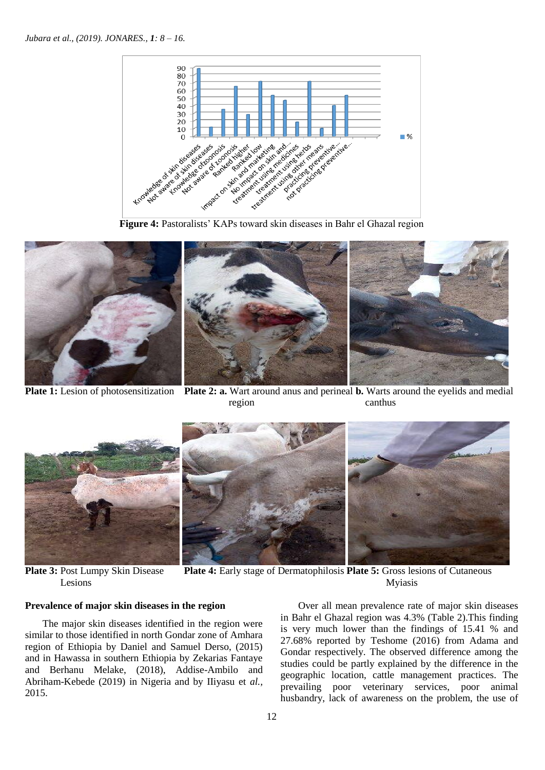**Figure 4:** Pastoralists' KAPs toward skin diseases in Bahr el Ghazal region

**Plate 1:** Lesion of photosensitization **Plate 2: a.** Wart around anus and perineal region **b.** Warts around the eyelids and medial canthus

**Plate 3:** Post Lumpy Skin Disease Lesions **Plate 4:** Early stage of Dermatophilosis **Plate 5:** Gross lesions of Cutaneous Myiasis

### Prevalence of major skin diseases in the region

The major skin diseases identified in the region were similar to those identified in north Gondar zone of Amhara region of Ethiopia by Daniel and Samuel Derso, (2015) and in Hawassa in southern Ethiopia by Zekarias Fantaye and Berhanu Melake, (2018), Addise-Ambilo and Abriham-Kebede (2019) in Nigeria and by IIiyasu et *al.,* 2015.

Over all mean prevalence rate of major skin diseases in Bahr el Ghazal region was 4.3% (Table 2).This finding is very much lower than the findings of 15.41 % and 27.68% reported by Teshome (2016) from Adama and Gondar respectively. The observed difference among the studies could be partly explained by the difference in the geographic location, cattle management practices. The prevailing poor veterinary services, poor animal husbandry, lack of awareness on the problem, the use of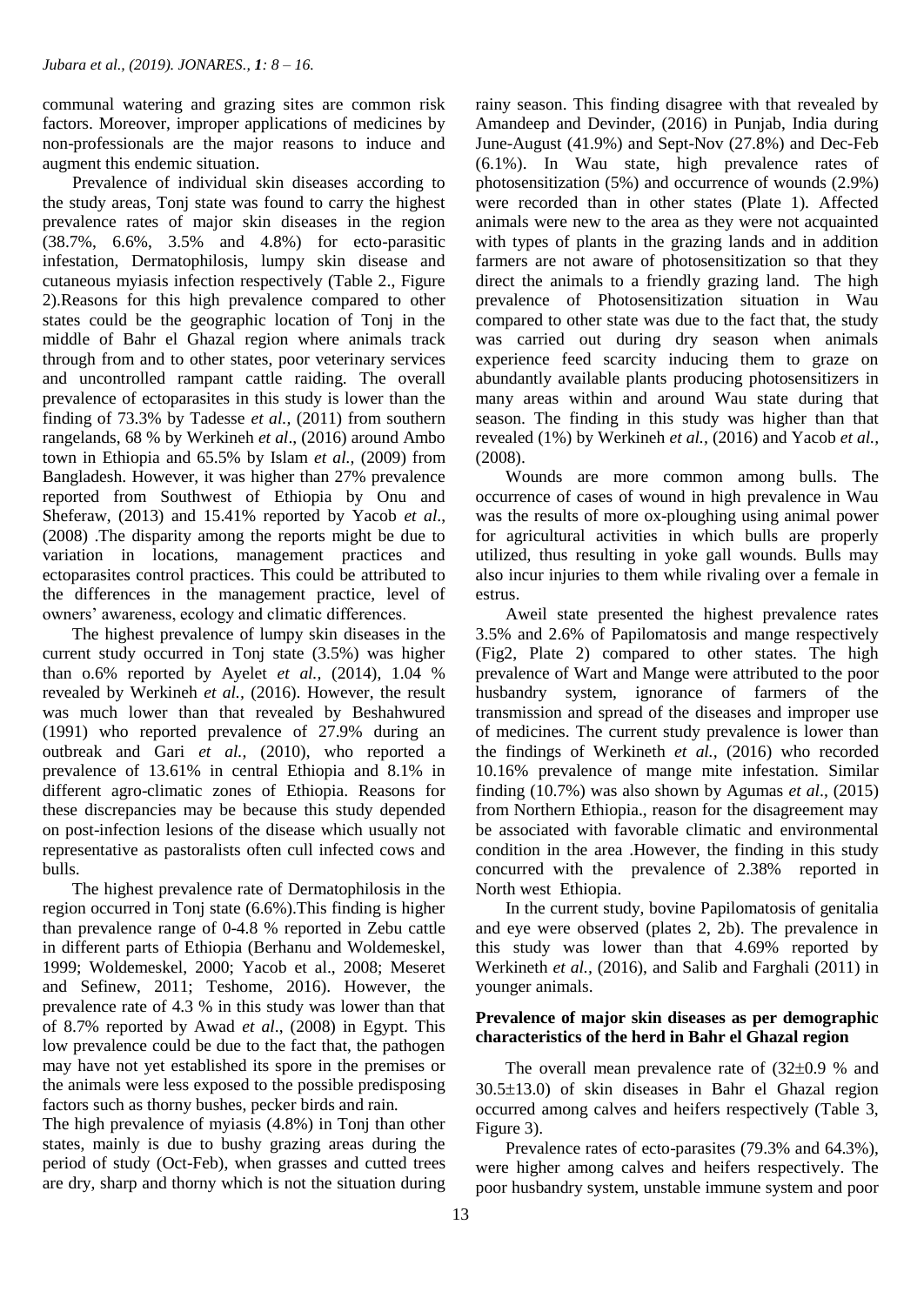communal watering and grazing sites are common risk factors. Moreover, improper applications of medicines by non-professionals are the major reasons to induce and augment this endemic situation.

Prevalence of individual skin diseases according to the study areas, Tonj state was found to carry the highest prevalence rates of major skin diseases in the region (38.7%, 6.6%, 3.5% and 4.8%) for ecto-parasitic infestation, Dermatophilosis, lumpy skin disease and cutaneous myiasis infection respectively (Table 2., Figure 2).Reasons for this high prevalence compared to other states could be the geographic location of Tonj in the middle of Bahr el Ghazal region where animals track through from and to other states, poor veterinary services and uncontrolled rampant cattle raiding. The overall prevalence of ectoparasites in this study is lower than the finding of 73.3% by Tadesse *et al.,* (2011) from southern rangelands, 68 % by Werkineh *et al*., (2016) around Ambo town in Ethiopia and 65.5% by Islam *et al.,* (2009) from Bangladesh. However, it was higher than 27% prevalence reported from Southwest of Ethiopia by Onu and Sheferaw, (2013) and 15.41% reported by Yacob *et al*., (2008) .The disparity among the reports might be due to variation in locations, management practices and ectoparasites control practices. This could be attributed to the differences in the management practice, level of owners' awareness, ecology and climatic differences.

The highest prevalence of lumpy skin diseases in the current study occurred in Tonj state (3.5%) was higher than o.6% reported by Ayelet *et al.,* (2014), 1.04 % revealed by Werkineh *et al.,* (2016). However, the result was much lower than that revealed by Beshahwured (1991) who reported prevalence of 27.9% during an outbreak and Gari *et al.,* (2010), who reported a prevalence of 13.61% in central Ethiopia and 8.1% in different agro-climatic zones of Ethiopia. Reasons for these discrepancies may be because this study depended on post-infection lesions of the disease which usually not representative as pastoralists often cull infected cows and bulls.

The highest prevalence rate of Dermatophilosis in the region occurred in Tonj state (6.6%).This finding is higher than prevalence range of 0-4.8 % reported in Zebu cattle in different parts of Ethiopia (Berhanu and Woldemeskel, 1999; Woldemeskel, 2000; Yacob et al., 2008; Meseret and Sefinew, 2011; Teshome, 2016). However, the prevalence rate of 4.3 % in this study was lower than that of 8.7% reported by Awad *et al*., (2008) in Egypt. This low prevalence could be due to the fact that, the pathogen may have not yet established its spore in the premises or the animals were less exposed to the possible predisposing factors such as thorny bushes, pecker birds and rain.

The high prevalence of myiasis (4.8%) in Tonj than other states, mainly is due to bushy grazing areas during the period of study (Oct-Feb), when grasses and cutted trees are dry, sharp and thorny which is not the situation during rainy season. This finding disagree with that revealed by Amandeep and Devinder, (2016) in Punjab, India during June-August (41.9%) and Sept-Nov (27.8%) and Dec-Feb (6.1%). In Wau state, high prevalence rates of photosensitization (5%) and occurrence of wounds (2.9%) were recorded than in other states (Plate 1). Affected animals were new to the area as they were not acquainted with types of plants in the grazing lands and in addition farmers are not aware of photosensitization so that they direct the animals to a friendly grazing land. The high prevalence of Photosensitization situation in Wau compared to other state was due to the fact that, the study was carried out during dry season when animals experience feed scarcity inducing them to graze on abundantly available plants producing photosensitizers in many areas within and around Wau state during that season. The finding in this study was higher than that revealed (1%) by Werkineh *et al.,* (2016) and Yacob *et al.,* (2008).

Wounds are more common among bulls. The occurrence of cases of wound in high prevalence in Wau was the results of more ox-ploughing using animal power for agricultural activities in which bulls are properly utilized, thus resulting in yoke gall wounds. Bulls may also incur injuries to them while rivaling over a female in estrus.

Aweil state presented the highest prevalence rates 3.5% and 2.6% of Papilomatosis and mange respectively (Fig2, Plate 2) compared to other states. The high prevalence of Wart and Mange were attributed to the poor husbandry system, ignorance of farmers of the transmission and spread of the diseases and improper use of medicines. The current study prevalence is lower than the findings of Werkineth *et al.,* (2016) who recorded 10.16% prevalence of mange mite infestation. Similar finding (10.7%) was also shown by Agumas *et al*., (2015) from Northern Ethiopia., reason for the disagreement may be associated with favorable climatic and environmental condition in the area .However, the finding in this study concurred with the prevalence of 2.38% reported in North west Ethiopia.

In the current study, bovine Papilomatosis of genitalia and eye were observed (plates 2, 2b). The prevalence in this study was lower than that 4.69% reported by Werkineth *et al.,* (2016), and Salib and Farghali (2011) in younger animals.

### Prevalence of major skin diseases as per demographic characteristics of the herd in Bahr el Ghazal region

The overall mean prevalence rate of (32±0.9 % and 30.5±13.0) of skin diseases in Bahr el Ghazal region occurred among calves and heifers respectively (Table 3, Figure 3).

Prevalence rates of ecto-parasites (79.3% and 64.3%), were higher among calves and heifers respectively. The poor husbandry system, unstable immune system and poor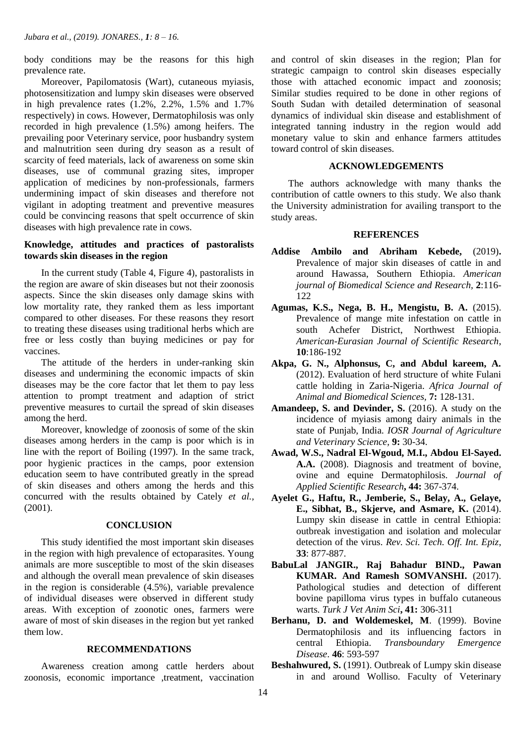body conditions may be the reasons for this high prevalence rate.

Moreover, Papilomatosis (Wart), cutaneous myiasis, photosensitization and lumpy skin diseases were observed in high prevalence rates (1.2%, 2.2%, 1.5% and 1.7% respectively) in cows. However, Dermatophilosis was only recorded in high prevalence (1.5%) among heifers. The prevailing poor Veterinary service, poor husbandry system and malnutrition seen during dry season as a result of scarcity of feed materials, lack of awareness on some skin diseases, use of communal grazing sites, improper application of medicines by non-professionals, farmers undermining impact of skin diseases and therefore not vigilant in adopting treatment and preventive measures could be convincing reasons that spelt occurrence of skin diseases with high prevalence rate in cows.

### Knowledge, attitudes and practices of pastoralists towards skin diseases in the region

In the current study (Table 4, Figure 4), pastoralists in the region are aware of skin diseases but not their zoonosis aspects. Since the skin diseases only damage skins with low mortality rate, they ranked them as less important compared to other diseases. For these reasons they resort to treating these diseases using traditional herbs which are free or less costly than buying medicines or pay for vaccines.

The attitude of the herders in under-ranking skin diseases and undermining the economic impacts of skin diseases may be the core factor that let them to pay less attention to prompt treatment and adaption of strict preventive measures to curtail the spread of skin diseases among the herd.

Moreover, knowledge of zoonosis of some of the skin diseases among herders in the camp is poor which is in line with the report of Boiling (1997). In the same track, poor hygienic practices in the camps, poor extension education seem to have contributed greatly in the spread of skin diseases and others among the herds and this concurred with the results obtained by Cately *et al.*, (2001).

## CONCLUSION

This study identified the most important skin diseases in the region with high prevalence of ectoparasites. Young animals are more susceptible to most of the skin diseases and although the overall mean prevalence of skin diseases in the region is considerable (4.5%), variable prevalence of individual diseases were observed in different study areas. With exception of zoonotic ones, farmers were aware of most of skin diseases in the region but yet ranked them low.

## RECOMMENDATIONS

Awareness creation among cattle herders about zoonosis, economic importance ,treatment, vaccination and control of skin diseases in the region; Plan for strategic campaign to control skin diseases especially those with attached economic impact and zoonosis; Similar studies required to be done in other regions of South Sudan with detailed determination of seasonal dynamics of individual skin disease and establishment of integrated tanning industry in the region would add monetary value to skin and enhance farmers attitudes toward control of skin diseases.

## ACKNOWLEDGEMENTS

The authors acknowledge with many thanks the contribution of cattle owners to this study. We also thank the University administration for availing transport to the study areas.

## REFERENCES

**Addise Ambilo and Abriham Kebede,** (2019)**.** Prevalence of major skin diseases of cattle in and around Hawassa, Southern Ethiopia. *American journal of Biomedical Science and Research,* **2**:116-122

**Agumas, K.S., Nega, B. H., Mengistu, B. A.** (2015). Prevalence of mange mite infestation on cattle in south Achefer District, Northwest Ethiopia. *American-Eurasian Journal of Scientific Research*, **10**:186-192

**Akpa, G. N., Alphonsus, C, and Abdul kareem, A.** (2012). Evaluation of herd structure of white Fulani cattle holding in Zaria-Nigeria. *Africa Journal of Animal and Biomedical Sciences,* **7:** 128-131.

**Amandeep, S. and Devinder, S.** (2016). A study on the incidence of myiasis among dairy animals in the state of Punjab, India. *IOSR Journal of Agriculture and Veterinary Science,* **9:** 30-34.

**Awad, W.S., Nadral El-Wgoud, M.I., Abdou El-Sayed. A.A.** (2008). Diagnosis and treatment of bovine, ovine and equine Dermatophilosis. *Journal of Applied Scientific Research***, 44:** 367-374.

**Ayelet G., Haftu, R., Jemberie, S., Belay, A., Gelaye, E., Sibhat, B., Skjerve, and Asmare, K.** (2014). Lumpy skin disease in cattle in central Ethiopia: outbreak investigation and isolation and molecular detection of the virus. *Rev. Sci. Tech. Off. Int. Epiz,* **33**: 877-887.

**BabuLal JANGIR., Raj Bahadur BIND., Pawan KUMAR. And Ramesh SOMVANSHI.** (2017). Pathological studies and detection of different bovine papilloma virus types in buffalo cutaneous warts*. Turk J Vet Anim Sci***, 41:** 306-311

**Berhanu, D. and Woldemeskel, M**. (1999). Bovine Dermatophilosis and its influencing factors in central Ethiopia. *Transboundary Emergence Disease*. **46**: 593-597

**Beshahwured, S.** (1991). Outbreak of Lumpy skin disease in and around Wolliso. Faculty of Veterinary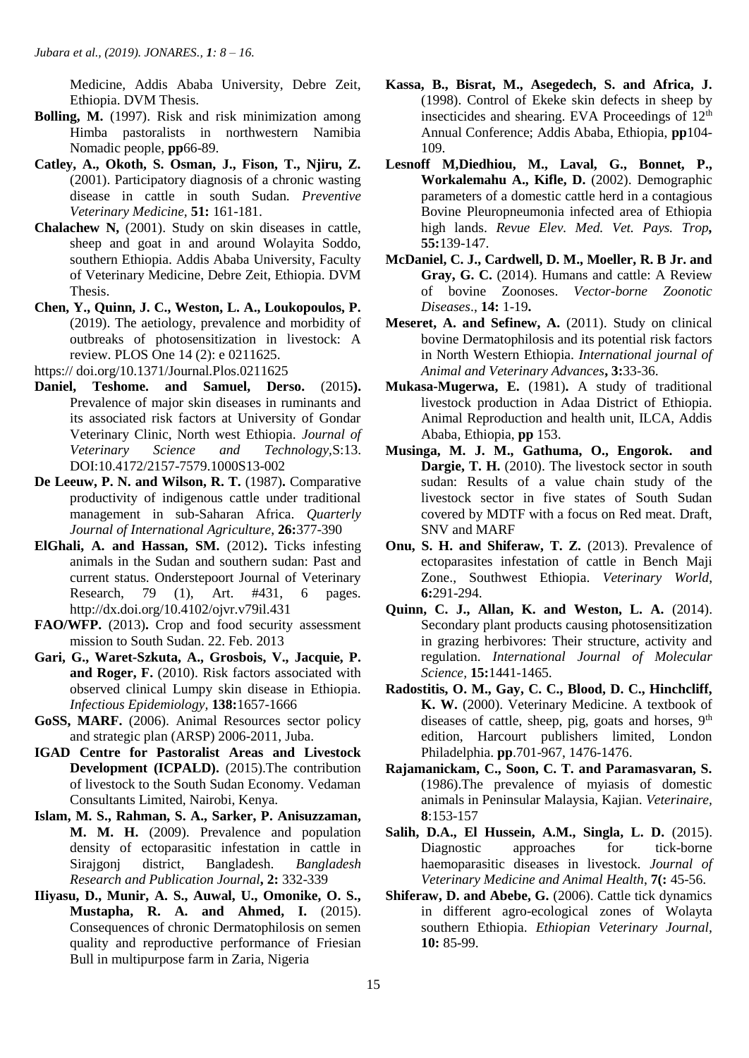Medicine, Addis Ababa University, Debre Zeit, Ethiopia. DVM Thesis.

**Bolling, M.** (1997). Risk and risk minimization among Himba pastoralists in northwestern Namibia Nomadic people, **pp**66-89.

**Catley, A., Okoth, S. Osman, J., Fison, T., Njiru, Z.** (2001). Participatory diagnosis of a chronic wasting disease in cattle in south Sudan. *Preventive Veterinary Medicine,* **51:** 161-181.

**Chalachew N,** (2001). Study on skin diseases in cattle, sheep and goat in and around Wolayita Soddo, southern Ethiopia. Addis Ababa University, Faculty of Veterinary Medicine, Debre Zeit, Ethiopia. DVM Thesis.

**Chen, Y., Quinn, J. C., Weston, L. A., Loukopoulos, P.** (2019). The aetiology, prevalence and morbidity of outbreaks of photosensitization in livestock: A review. PLOS One 14 (2): e 0211625.
https:// doi.org/10.1371/Journal.Plos.0211625

**Daniel, Teshome. and Samuel, Derso.** (2015**).** Prevalence of major skin diseases in ruminants and its associated risk factors at University of Gondar Veterinary Clinic, North west Ethiopia. *Journal of Veterinary Science and Technology,*S:13. DOI:10.4172/2157-7579.1000S13-002

**De Leeuw, P. N. and Wilson, R. T.** (1987)**.** Comparative productivity of indigenous cattle under traditional management in sub-Saharan Africa. *Quarterly Journal of International Agriculture,* **26:**377-390

**ElGhali, A. and Hassan, SM.** (2012)**.** Ticks infesting animals in the Sudan and southern sudan: Past and current status. Onderstepoort Journal of Veterinary Research, 79 (1), Art. #431, 6 pages. http://dx.doi.org/10.4102/ojvr.v79il.431

**FAO/WFP.** (2013)**.** Crop and food security assessment mission to South Sudan. 22. Feb. 2013

**Gari, G., Waret-Szkuta, A., Grosbois, V., Jacquie, P. and Roger, F.** (2010). Risk factors associated with observed clinical Lumpy skin disease in Ethiopia. *Infectious Epidemiology,* **138:**1657-1666

**GoSS, MARF.** (2006). Animal Resources sector policy and strategic plan (ARSP) 2006-2011, Juba.

**IGAD Centre for Pastoralist Areas and Livestock Development (ICPALD).** (2015).The contribution of livestock to the South Sudan Economy. Vedaman Consultants Limited, Nairobi, Kenya.

**Islam, M. S., Rahman, S. A., Sarker, P. Anisuzzaman, M. M. H.** (2009). Prevalence and population density of ectoparasitic infestation in cattle in Sirajgonj district, Bangladesh. *Bangladesh Research and Publication Journal***, 2:** 332-339

**IIiyasu, D., Munir, A. S., Auwal, U., Omonike, O. S., Mustapha, R. A. and Ahmed, I.** (2015). Consequences of chronic Dermatophilosis on semen quality and reproductive performance of Friesian Bull in multipurpose farm in Zaria, Nigeria

**Kassa, B., Bisrat, M., Asegedech, S. and Africa, J.** (1998). Control of Ekeke skin defects in sheep by insecticides and shearing. EVA Proceedings of 12th Annual Conference; Addis Ababa, Ethiopia, **pp**104-109.

**Lesnoff M,Diedhiou, M., Laval, G., Bonnet, P., Workalemahu A., Kifle, D.** (2002). Demographic parameters of a domestic cattle herd in a contagious Bovine Pleuropneumonia infected area of Ethiopia high lands. *Revue Elev. Med. Vet. Pays. Trop***, 55:**139-147.

**McDaniel, C. J., Cardwell, D. M., Moeller, R. B Jr. and Gray, G. C.** (2014). Humans and cattle: A Review of bovine Zoonoses. *Vector-borne Zoonotic Diseases*., **14:** 1-19**.**

**Meseret, A. and Sefinew, A.** (2011). Study on clinical bovine Dermatophilosis and its potential risk factors in North Western Ethiopia. *International journal of Animal and Veterinary Advances***, 3:**33-36.

**Mukasa-Mugerwa, E.** (1981)**.** A study of traditional livestock production in Adaa District of Ethiopia. Animal Reproduction and health unit, ILCA, Addis Ababa, Ethiopia, **pp** 153.

**Musinga, M. J. M., Gathuma, O., Engorok. and Dargie, T. H.** (2010). The livestock sector in south sudan: Results of a value chain study of the livestock sector in five states of South Sudan covered by MDTF with a focus on Red meat. Draft, SNV and MARF

**Onu, S. H. and Shiferaw, T. Z.** (2013). Prevalence of ectoparasites infestation of cattle in Bench Maji Zone., Southwest Ethiopia. *Veterinary World,* **6:**291-294.

**Quinn, C. J., Allan, K. and Weston, L. A.** (2014). Secondary plant products causing photosensitization in grazing herbivores: Their structure, activity and regulation. *International Journal of Molecular Science,* **15:**1441-1465.

**Radostitis, O. M., Gay, C. C., Blood, D. C., Hinchcliff, K. W.** (2000). Veterinary Medicine. A textbook of diseases of cattle, sheep, pig, goats and horses, 9th edition, Harcourt publishers limited, London Philadelphia. **pp**.701-967, 1476-1476.

**Rajamanickam, C., Soon, C. T. and Paramasvaran, S.** (1986).The prevalence of myiasis of domestic animals in Peninsular Malaysia, Kajian. *Veterinaire,* **8**:153-157

**Salih, D.A., El Hussein, A.M., Singla, L. D.** (2015). Diagnostic approaches for tick-borne haemoparasitic diseases in livestock. *Journal of Veterinary Medicine and Animal Health,* **7(:** 45-56.

**Shiferaw, D. and Abebe, G.** (2006). Cattle tick dynamics in different agro-ecological zones of Wolayta southern Ethiopia. *Ethiopian Veterinary Journal,* **10:** 85-99.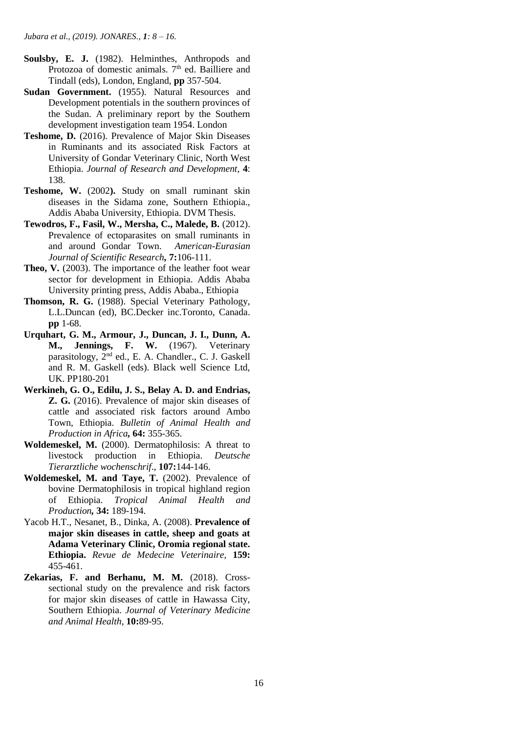**Soulsby, E. J.** (1982). Helminthes, Anthropods and Protozoa of domestic animals. 7th ed. Bailliere and Tindall (eds), London, England, **pp** 357-504.

**Sudan Government.** (1955). Natural Resources and Development potentials in the southern provinces of the Sudan. A preliminary report by the Southern development investigation team 1954. London

**Teshome, D.** (2016). Prevalence of Major Skin Diseases in Ruminants and its associated Risk Factors at University of Gondar Veterinary Clinic, North West Ethiopia. *Journal of Research and Development*, **4**: 138.

**Teshome, W.** (2002**).** Study on small ruminant skin diseases in the Sidama zone, Southern Ethiopia., Addis Ababa University, Ethiopia. DVM Thesis.

**Tewodros, F., Fasil, W., Mersha, C., Malede, B.** (2012). Prevalence of ectoparasites on small ruminants in and around Gondar Town. *American-Eurasian Journal of Scientific Research***, 7:**106-111.

**Theo, V.** (2003). The importance of the leather foot wear sector for development in Ethiopia. Addis Ababa University printing press, Addis Ababa., Ethiopia

**Thomson, R. G.** (1988). Special Veterinary Pathology, L.L.Duncan (ed), BC.Decker inc.Toronto, Canada. **pp** 1-68.

**Urquhart, G. M., Armour, J., Duncan, J. I., Dunn, A. M., Jennings, F. W.** (1967). Veterinary parasitology, 2nd ed., E. A. Chandler., C. J. Gaskell and R. M. Gaskell (eds). Black well Science Ltd, UK. PP180-201

**Werkineh, G. O., Edilu, J. S., Belay A. D. and Endrias, Z. G.** (2016). Prevalence of major skin diseases of cattle and associated risk factors around Ambo Town, Ethiopia. *Bulletin of Animal Health and Production in Africa***, 64:** 355-365.

**Woldemeskel, M.** (2000). Dermatophilosis: A threat to livestock production in Ethiopia. *Deutsche Tierarztliche wochenschrif*., **107:**144-146.

**Woldemeskel, M. and Taye, T.** (2002). Prevalence of bovine Dermatophilosis in tropical highland region of Ethiopia. *Tropical Animal Health and Production***, 34:** 189-194.

Yacob H.T., Nesanet, B., Dinka, A. (2008). **Prevalence of major skin diseases in cattle, sheep and goats at Adama Veterinary Clinic, Oromia regional state. Ethiopia.** *Revue de Medecine Veterinaire,* **159:** 455-461.

**Zekarias, F. and Berhanu, M. M.** (2018). Cross-sectional study on the prevalence and risk factors for major skin diseases of cattle in Hawassa City, Southern Ethiopia. *Journal of Veterinary Medicine and Animal Health*, **10:**89-95.